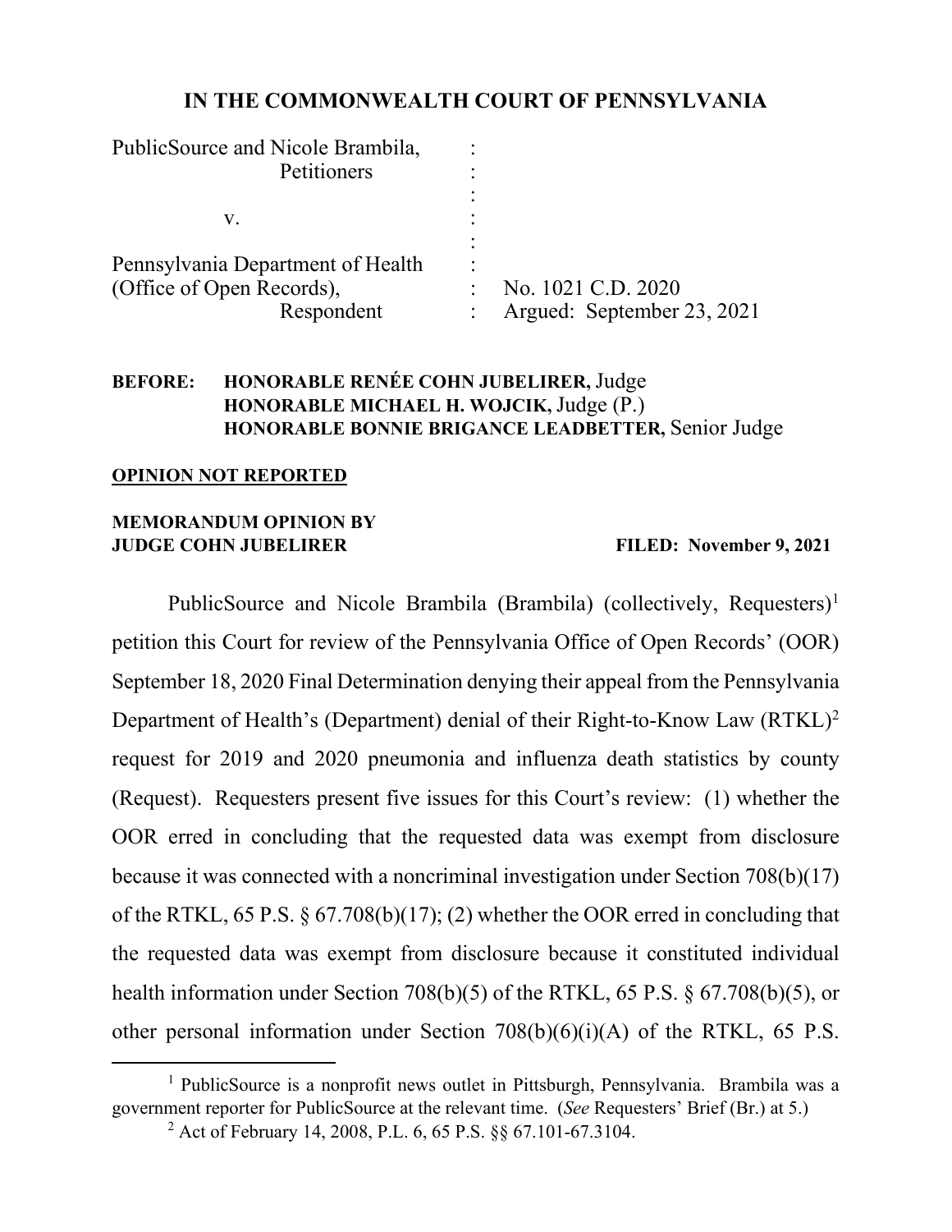# IN THE COMMONWEALTH COURT OF PENNSYLVANIA

| | | |
|---|---|---|
| PublicSource and Nicole Brambila, Petitioners | : | |
| v. | : | |
| Pennsylvania Department of Health (Office of Open Records), Respondent | : | No. 1021 C.D. 2020 Argued: September 23, 2021 |

**BEFORE:** **HONORABLE RENÉE COHN JUBELIRER,** Judge
**HONORABLE MICHAEL H. WOJCIK,** Judge (P.)
**HONORABLE BONNIE BRIGANCE LEADBETTER,** Senior Judge

**OPINION NOT REPORTED**

**MEMORANDUM OPINION BY JUDGE COHN JUBELIRER** **FILED: November 9, 2021**

PublicSource and Nicole Brambila (Brambila) (collectively, Requesters)[1] petition this Court for review of the Pennsylvania Office of Open Records' (OOR) September 18, 2020 Final Determination denying their appeal from the Pennsylvania Department of Health's (Department) denial of their Right-to-Know Law (RTKL)[2] request for 2019 and 2020 pneumonia and influenza death statistics by county (Request). Requesters present five issues for this Court's review: (1) whether the OOR erred in concluding that the requested data was exempt from disclosure because it was connected with a noncriminal investigation under Section 708(b)(17) of the RTKL, 65 P.S. § 67.708(b)(17); (2) whether the OOR erred in concluding that the requested data was exempt from disclosure because it constituted individual health information under Section 708(b)(5) of the RTKL, 65 P.S. § 67.708(b)(5), or other personal information under Section 708(b)(6)(i)(A) of the RTKL, 65 P.S.

---

[1] PublicSource is a nonprofit news outlet in Pittsburgh, Pennsylvania. Brambila was a government reporter for PublicSource at the relevant time. (*See* Requesters' Brief (Br.) at 5.)

[2] Act of February 14, 2008, P.L. 6, 65 P.S. §§ 67.101-67.3104.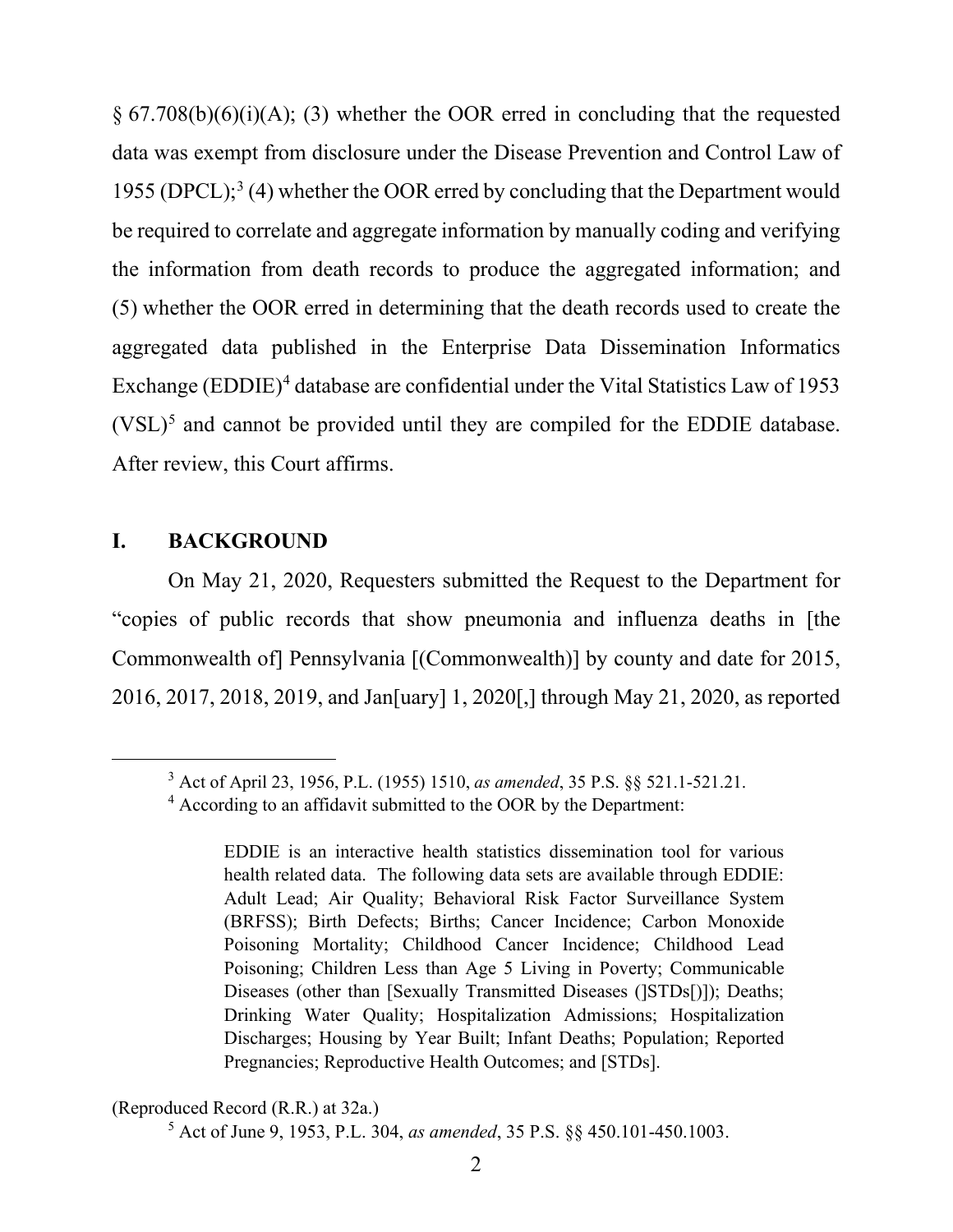§ 67.708(b)(6)(i)(A); (3) whether the OOR erred in concluding that the requested data was exempt from disclosure under the Disease Prevention and Control Law of 1955 (DPCL);[3] (4) whether the OOR erred by concluding that the Department would be required to correlate and aggregate information by manually coding and verifying the information from death records to produce the aggregated information; and (5) whether the OOR erred in determining that the death records used to create the aggregated data published in the Enterprise Data Dissemination Informatics Exchange (EDDIE)[4] database are confidential under the Vital Statistics Law of 1953 (VSL)[5] and cannot be provided until they are compiled for the EDDIE database. After review, this Court affirms.

## I. BACKGROUND

On May 21, 2020, Requesters submitted the Request to the Department for "copies of public records that show pneumonia and influenza deaths in [the Commonwealth of] Pennsylvania [(Commonwealth)] by county and date for 2015, 2016, 2017, 2018, 2019, and Jan[uary] 1, 2020[,] through May 21, 2020, as reported

---

[3] Act of April 23, 1956, P.L. (1955) 1510, *as amended*, 35 P.S. §§ 521.1-521.21.

[4] According to an affidavit submitted to the OOR by the Department:

> EDDIE is an interactive health statistics dissemination tool for various health related data. The following data sets are available through EDDIE: Adult Lead; Air Quality; Behavioral Risk Factor Surveillance System (BRFSS); Birth Defects; Births; Cancer Incidence; Carbon Monoxide Poisoning Mortality; Childhood Cancer Incidence; Childhood Lead Poisoning; Children Less than Age 5 Living in Poverty; Communicable Diseases (other than [Sexually Transmitted Diseases (]STDs[)]); Deaths; Drinking Water Quality; Hospitalization Admissions; Hospitalization Discharges; Housing by Year Built; Infant Deaths; Population; Reported Pregnancies; Reproductive Health Outcomes; and [STDs].

(Reproduced Record (R.R.) at 32a.)

[5] Act of June 9, 1953, P.L. 304, *as amended*, 35 P.S. §§ 450.101-450.1003.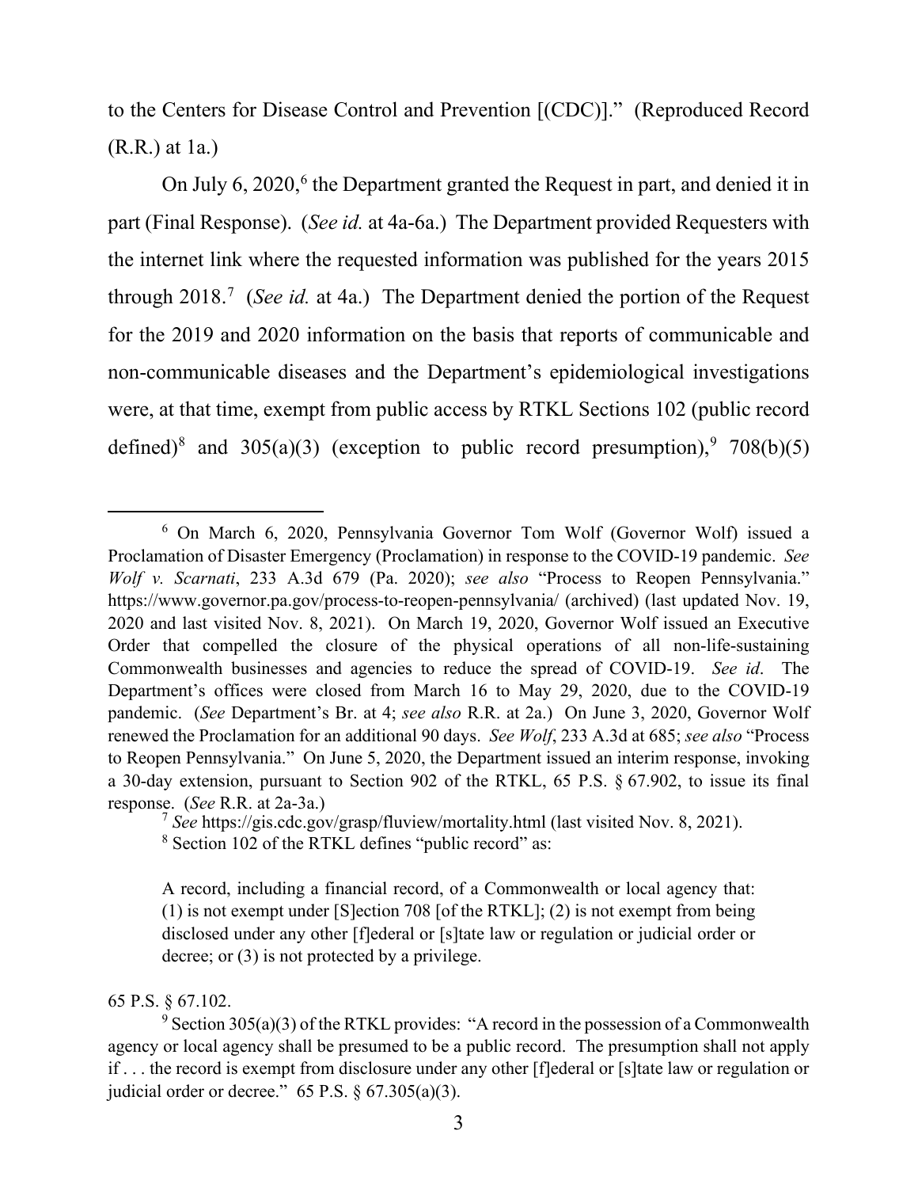to the Centers for Disease Control and Prevention [(CDC)]." (Reproduced Record (R.R.) at 1a.)

On July 6, 2020,[6] the Department granted the Request in part, and denied it in part (Final Response). (*See id.* at 4a-6a.) The Department provided Requesters with the internet link where the requested information was published for the years 2015 through 2018.[7] (*See id.* at 4a.) The Department denied the portion of the Request for the 2019 and 2020 information on the basis that reports of communicable and non-communicable diseases and the Department's epidemiological investigations were, at that time, exempt from public access by RTKL Sections 102 (public record defined)[8] and 305(a)(3) (exception to public record presumption),[9] 708(b)(5)

---

[6] On March 6, 2020, Pennsylvania Governor Tom Wolf (Governor Wolf) issued a Proclamation of Disaster Emergency (Proclamation) in response to the COVID-19 pandemic. *See Wolf v. Scarnati*, 233 A.3d 679 (Pa. 2020); *see also* "Process to Reopen Pennsylvania." https://www.governor.pa.gov/process-to-reopen-pennsylvania/ (archived) (last updated Nov. 19, 2020 and last visited Nov. 8, 2021). On March 19, 2020, Governor Wolf issued an Executive Order that compelled the closure of the physical operations of all non-life-sustaining Commonwealth businesses and agencies to reduce the spread of COVID-19. *See id*. The Department's offices were closed from March 16 to May 29, 2020, due to the COVID-19 pandemic. (*See* Department's Br. at 4; *see also* R.R. at 2a.) On June 3, 2020, Governor Wolf renewed the Proclamation for an additional 90 days. *See Wolf*, 233 A.3d at 685; *see also* "Process to Reopen Pennsylvania." On June 5, 2020, the Department issued an interim response, invoking a 30-day extension, pursuant to Section 902 of the RTKL, 65 P.S. § 67.902, to issue its final response. (*See* R.R. at 2a-3a.)

[7] *See* https://gis.cdc.gov/grasp/fluview/mortality.html (last visited Nov. 8, 2021).

[8] Section 102 of the RTKL defines "public record" as:

> A record, including a financial record, of a Commonwealth or local agency that: (1) is not exempt under [S]ection 708 [of the RTKL]; (2) is not exempt from being disclosed under any other [f]ederal or [s]tate law or regulation or judicial order or decree; or (3) is not protected by a privilege.

65 P.S. § 67.102.

[9] Section 305(a)(3) of the RTKL provides: "A record in the possession of a Commonwealth agency or local agency shall be presumed to be a public record. The presumption shall not apply if . . . the record is exempt from disclosure under any other [f]ederal or [s]tate law or regulation or judicial order or decree." 65 P.S. § 67.305(a)(3).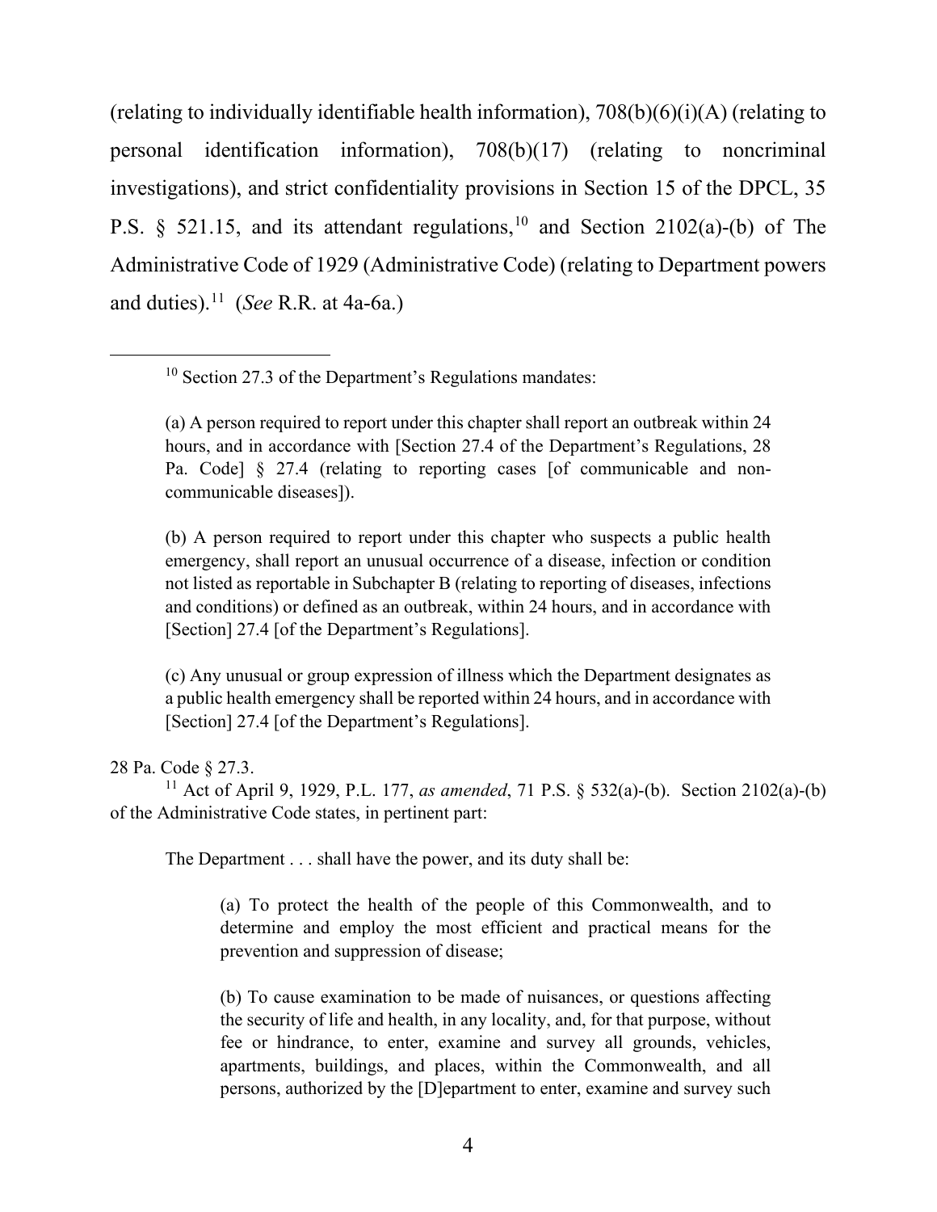(relating to individually identifiable health information), 708(b)(6)(i)(A) (relating to personal identification information), 708(b)(17) (relating to noncriminal investigations), and strict confidentiality provisions in Section 15 of the DPCL, 35 P.S. § 521.15, and its attendant regulations,[10] and Section 2102(a)-(b) of The Administrative Code of 1929 (Administrative Code) (relating to Department powers and duties).[11] (*See* R.R. at 4a-6a.)

---

[10] Section 27.3 of the Department's Regulations mandates:

> (a) A person required to report under this chapter shall report an outbreak within 24 hours, and in accordance with [Section 27.4 of the Department's Regulations, 28 Pa. Code] § 27.4 (relating to reporting cases [of communicable and non-communicable diseases]).
>
> (b) A person required to report under this chapter who suspects a public health emergency, shall report an unusual occurrence of a disease, infection or condition not listed as reportable in Subchapter B (relating to reporting of diseases, infections and conditions) or defined as an outbreak, within 24 hours, and in accordance with [Section] 27.4 [of the Department's Regulations].
>
> (c) Any unusual or group expression of illness which the Department designates as a public health emergency shall be reported within 24 hours, and in accordance with [Section] 27.4 [of the Department's Regulations].

28 Pa. Code § 27.3.

[11] Act of April 9, 1929, P.L. 177, *as amended*, 71 P.S. § 532(a)-(b). Section 2102(a)-(b) of the Administrative Code states, in pertinent part:

> The Department . . . shall have the power, and its duty shall be:
>
> > (a) To protect the health of the people of this Commonwealth, and to determine and employ the most efficient and practical means for the prevention and suppression of disease;
> >
> > (b) To cause examination to be made of nuisances, or questions affecting the security of life and health, in any locality, and, for that purpose, without fee or hindrance, to enter, examine and survey all grounds, vehicles, apartments, buildings, and places, within the Commonwealth, and all persons, authorized by the [D]epartment to enter, examine and survey such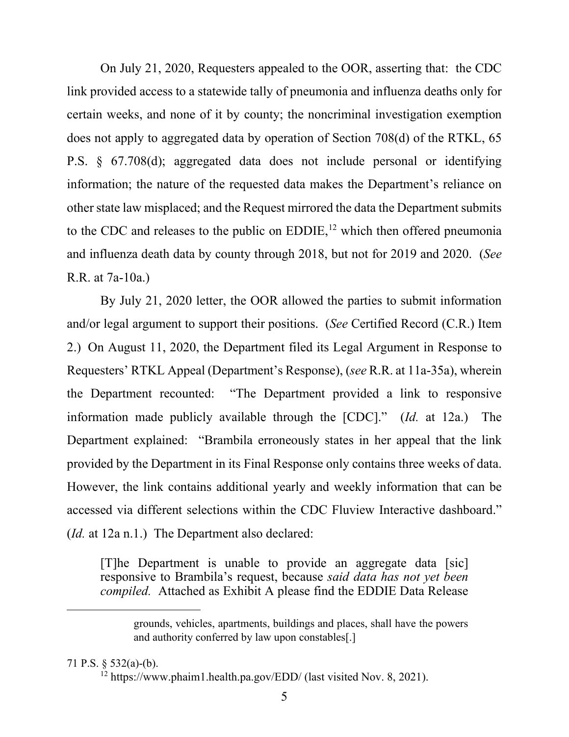On July 21, 2020, Requesters appealed to the OOR, asserting that: the CDC link provided access to a statewide tally of pneumonia and influenza deaths only for certain weeks, and none of it by county; the noncriminal investigation exemption does not apply to aggregated data by operation of Section 708(d) of the RTKL, 65 P.S. § 67.708(d); aggregated data does not include personal or identifying information; the nature of the requested data makes the Department's reliance on other state law misplaced; and the Request mirrored the data the Department submits to the CDC and releases to the public on EDDIE,[12] which then offered pneumonia and influenza death data by county through 2018, but not for 2019 and 2020. (*See* R.R. at 7a-10a.)

By July 21, 2020 letter, the OOR allowed the parties to submit information and/or legal argument to support their positions. (*See* Certified Record (C.R.) Item 2.) On August 11, 2020, the Department filed its Legal Argument in Response to Requesters' RTKL Appeal (Department's Response), (*see* R.R. at 11a-35a), wherein the Department recounted: "The Department provided a link to responsive information made publicly available through the [CDC]." (*Id.* at 12a.) The Department explained: "Brambila erroneously states in her appeal that the link provided by the Department in its Final Response only contains three weeks of data. However, the link contains additional yearly and weekly information that can be accessed via different selections within the CDC Fluview Interactive dashboard." (*Id.* at 12a n.1.) The Department also declared:

> [T]he Department is unable to provide an aggregate data [sic] responsive to Brambila's request, because *said data has not yet been compiled.* Attached as Exhibit A please find the EDDIE Data Release

> grounds, vehicles, apartments, buildings and places, shall have the powers and authority conferred by law upon constables[.]

71 P.S. § 532(a)-(b).

[12] https://www.phaim1.health.pa.gov/EDD/ (last visited Nov. 8, 2021).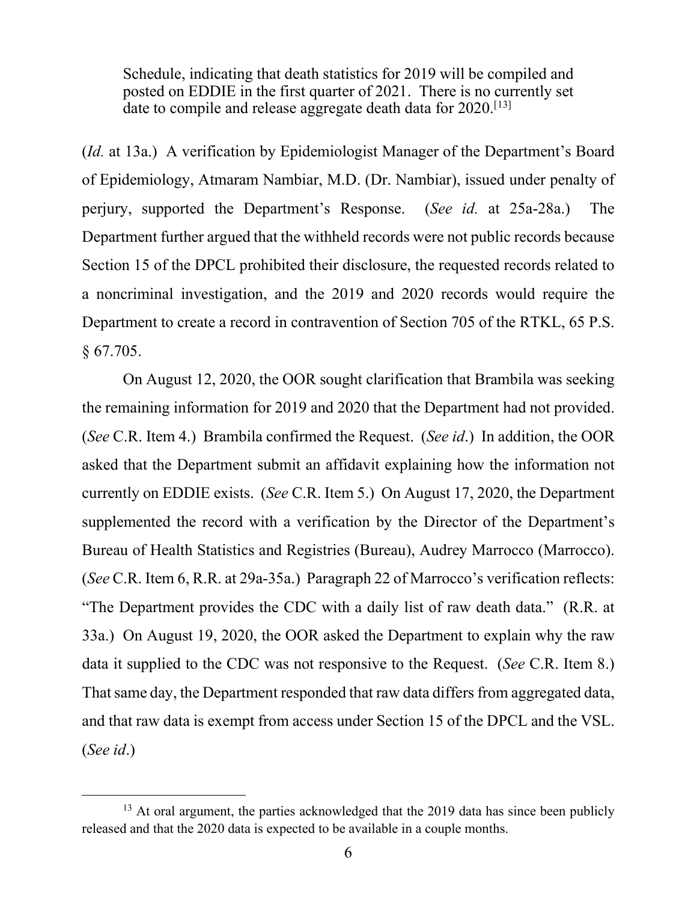> Schedule, indicating that death statistics for 2019 will be compiled and posted on EDDIE in the first quarter of 2021. There is no currently set date to compile and release aggregate death data for 2020.[13]

(*Id.* at 13a.) A verification by Epidemiologist Manager of the Department's Board of Epidemiology, Atmaram Nambiar, M.D. (Dr. Nambiar), issued under penalty of perjury, supported the Department's Response. (*See id.* at 25a-28a.) The Department further argued that the withheld records were not public records because Section 15 of the DPCL prohibited their disclosure, the requested records related to a noncriminal investigation, and the 2019 and 2020 records would require the Department to create a record in contravention of Section 705 of the RTKL, 65 P.S. § 67.705.

On August 12, 2020, the OOR sought clarification that Brambila was seeking the remaining information for 2019 and 2020 that the Department had not provided. (*See* C.R. Item 4.) Brambila confirmed the Request. (*See id*.) In addition, the OOR asked that the Department submit an affidavit explaining how the information not currently on EDDIE exists. (*See* C.R. Item 5.) On August 17, 2020, the Department supplemented the record with a verification by the Director of the Department's Bureau of Health Statistics and Registries (Bureau), Audrey Marrocco (Marrocco). (*See* C.R. Item 6, R.R. at 29a-35a.) Paragraph 22 of Marrocco's verification reflects: "The Department provides the CDC with a daily list of raw death data." (R.R. at 33a.) On August 19, 2020, the OOR asked the Department to explain why the raw data it supplied to the CDC was not responsive to the Request. (*See* C.R. Item 8.) That same day, the Department responded that raw data differs from aggregated data, and that raw data is exempt from access under Section 15 of the DPCL and the VSL. (*See id*.)

---

[13] At oral argument, the parties acknowledged that the 2019 data has since been publicly released and that the 2020 data is expected to be available in a couple months.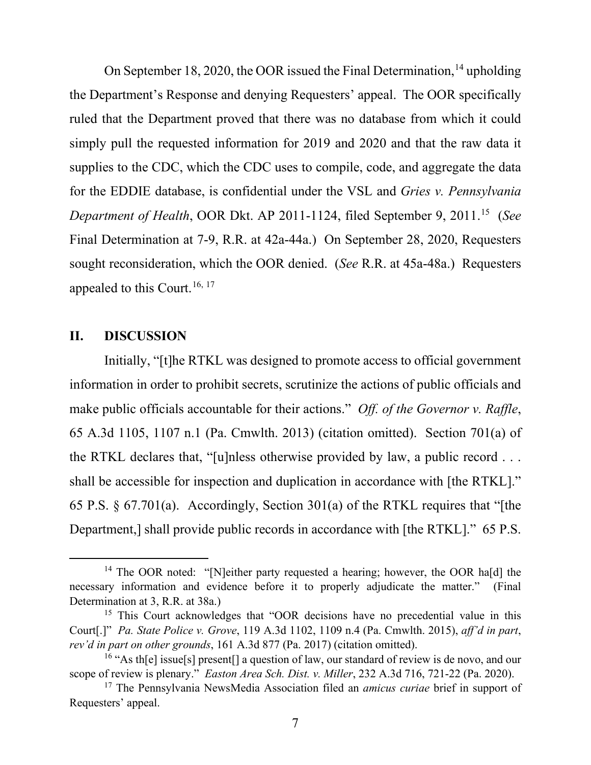On September 18, 2020, the OOR issued the Final Determination,[14] upholding the Department's Response and denying Requesters' appeal. The OOR specifically ruled that the Department proved that there was no database from which it could simply pull the requested information for 2019 and 2020 and that the raw data it supplies to the CDC, which the CDC uses to compile, code, and aggregate the data for the EDDIE database, is confidential under the VSL and *Gries v. Pennsylvania Department of Health*, OOR Dkt. AP 2011-1124, filed September 9, 2011.[15] (*See* Final Determination at 7-9, R.R. at 42a-44a.) On September 28, 2020, Requesters sought reconsideration, which the OOR denied. (*See* R.R. at 45a-48a.) Requesters appealed to this Court.[16, 17]

## II. DISCUSSION

Initially, "[t]he RTKL was designed to promote access to official government information in order to prohibit secrets, scrutinize the actions of public officials and make public officials accountable for their actions." *Off. of the Governor v. Raffle*, 65 A.3d 1105, 1107 n.1 (Pa. Cmwlth. 2013) (citation omitted). Section 701(a) of the RTKL declares that, "[u]nless otherwise provided by law, a public record . . . shall be accessible for inspection and duplication in accordance with [the RTKL]." 65 P.S. § 67.701(a). Accordingly, Section 301(a) of the RTKL requires that "[the Department,] shall provide public records in accordance with [the RTKL]." 65 P.S.

---

[14] The OOR noted: "[N]either party requested a hearing; however, the OOR ha[d] the necessary information and evidence before it to properly adjudicate the matter." (Final Determination at 3, R.R. at 38a.)

[15] This Court acknowledges that "OOR decisions have no precedential value in this Court[.]" *Pa. State Police v. Grove*, 119 A.3d 1102, 1109 n.4 (Pa. Cmwlth. 2015), *aff'd in part, rev'd in part on other grounds*, 161 A.3d 877 (Pa. 2017) (citation omitted).

[16] "As th[e] issue[s] present[] a question of law, our standard of review is de novo, and our scope of review is plenary." *Easton Area Sch. Dist. v. Miller*, 232 A.3d 716, 721-22 (Pa. 2020).

[17] The Pennsylvania NewsMedia Association filed an *amicus curiae* brief in support of Requesters' appeal.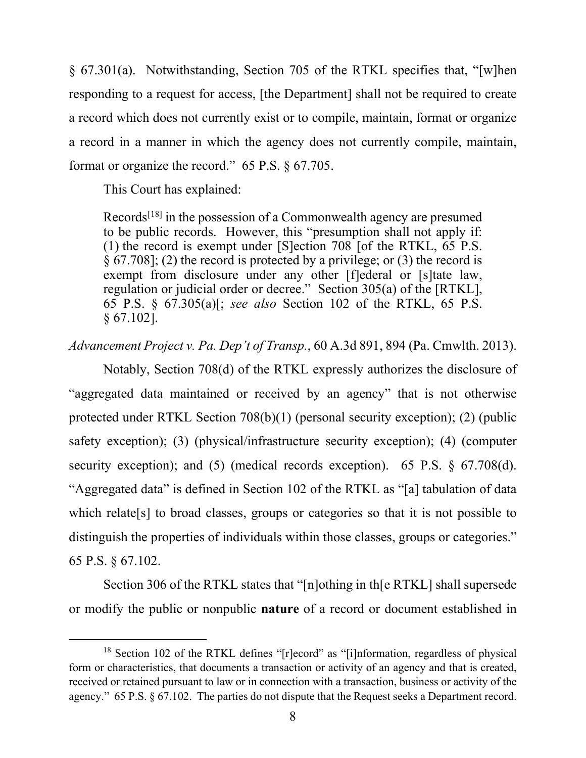§ 67.301(a). Notwithstanding, Section 705 of the RTKL specifies that, "[w]hen responding to a request for access, [the Department] shall not be required to create a record which does not currently exist or to compile, maintain, format or organize a record in a manner in which the agency does not currently compile, maintain, format or organize the record." 65 P.S. § 67.705.

This Court has explained:

> Records[18] in the possession of a Commonwealth agency are presumed to be public records. However, this "presumption shall not apply if: (1) the record is exempt under [S]ection 708 [of the RTKL, 65 P.S. § 67.708]; (2) the record is protected by a privilege; or (3) the record is exempt from disclosure under any other [f]ederal or [s]tate law, regulation or judicial order or decree." Section 305(a) of the [RTKL], 65 P.S. § 67.305(a)[; *see also* Section 102 of the RTKL, 65 P.S. § 67.102].

*Advancement Project v. Pa. Dep't of Transp.*, 60 A.3d 891, 894 (Pa. Cmwlth. 2013).

Notably, Section 708(d) of the RTKL expressly authorizes the disclosure of "aggregated data maintained or received by an agency" that is not otherwise protected under RTKL Section 708(b)(1) (personal security exception); (2) (public safety exception); (3) (physical/infrastructure security exception); (4) (computer security exception); and (5) (medical records exception). 65 P.S. § 67.708(d). "Aggregated data" is defined in Section 102 of the RTKL as "[a] tabulation of data which relate[s] to broad classes, groups or categories so that it is not possible to distinguish the properties of individuals within those classes, groups or categories." 65 P.S. § 67.102.

Section 306 of the RTKL states that "[n]othing in th[e RTKL] shall supersede or modify the public or nonpublic **nature** of a record or document established in

---

[18] Section 102 of the RTKL defines "[r]ecord" as "[i]nformation, regardless of physical form or characteristics, that documents a transaction or activity of an agency and that is created, received or retained pursuant to law or in connection with a transaction, business or activity of the agency." 65 P.S. § 67.102. The parties do not dispute that the Request seeks a Department record.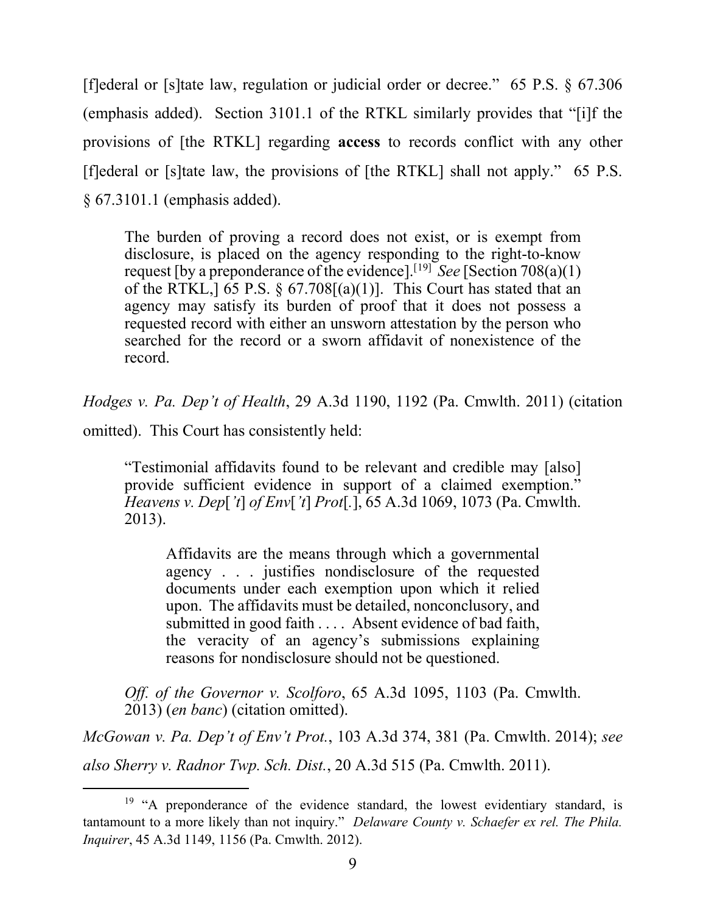[f]ederal or [s]tate law, regulation or judicial order or decree." 65 P.S. § 67.306 (emphasis added). Section 3101.1 of the RTKL similarly provides that "[i]f the provisions of [the RTKL] regarding **access** to records conflict with any other [f]ederal or [s]tate law, the provisions of [the RTKL] shall not apply." 65 P.S. § 67.3101.1 (emphasis added).

> The burden of proving a record does not exist, or is exempt from disclosure, is placed on the agency responding to the right-to-know request [by a preponderance of the evidence].[19] *See* [Section 708(a)(1) of the RTKL,] 65 P.S. § 67.708[(a)(1)]. This Court has stated that an agency may satisfy its burden of proof that it does not possess a requested record with either an unsworn attestation by the person who searched for the record or a sworn affidavit of nonexistence of the record.

*Hodges v. Pa. Dep't of Health*, 29 A.3d 1190, 1192 (Pa. Cmwlth. 2011) (citation omitted). This Court has consistently held:

> "Testimonial affidavits found to be relevant and credible may [also] provide sufficient evidence in support of a claimed exemption." *Heavens v. Dep['t] of Env['t] Prot[.]*, 65 A.3d 1069, 1073 (Pa. Cmwlth. 2013).
>
> > Affidavits are the means through which a governmental agency . . . justifies nondisclosure of the requested documents under each exemption upon which it relied upon. The affidavits must be detailed, nonconclusory, and submitted in good faith . . . . Absent evidence of bad faith, the veracity of an agency's submissions explaining reasons for nondisclosure should not be questioned.
>
> *Off. of the Governor v. Scolforo*, 65 A.3d 1095, 1103 (Pa. Cmwlth. 2013) (*en banc*) (citation omitted).

*McGowan v. Pa. Dep't of Env't Prot.*, 103 A.3d 374, 381 (Pa. Cmwlth. 2014); *see also Sherry v. Radnor Twp. Sch. Dist.*, 20 A.3d 515 (Pa. Cmwlth. 2011).

---

[19] "A preponderance of the evidence standard, the lowest evidentiary standard, is tantamount to a more likely than not inquiry." *Delaware County v. Schaefer ex rel. The Phila. Inquirer*, 45 A.3d 1149, 1156 (Pa. Cmwlth. 2012).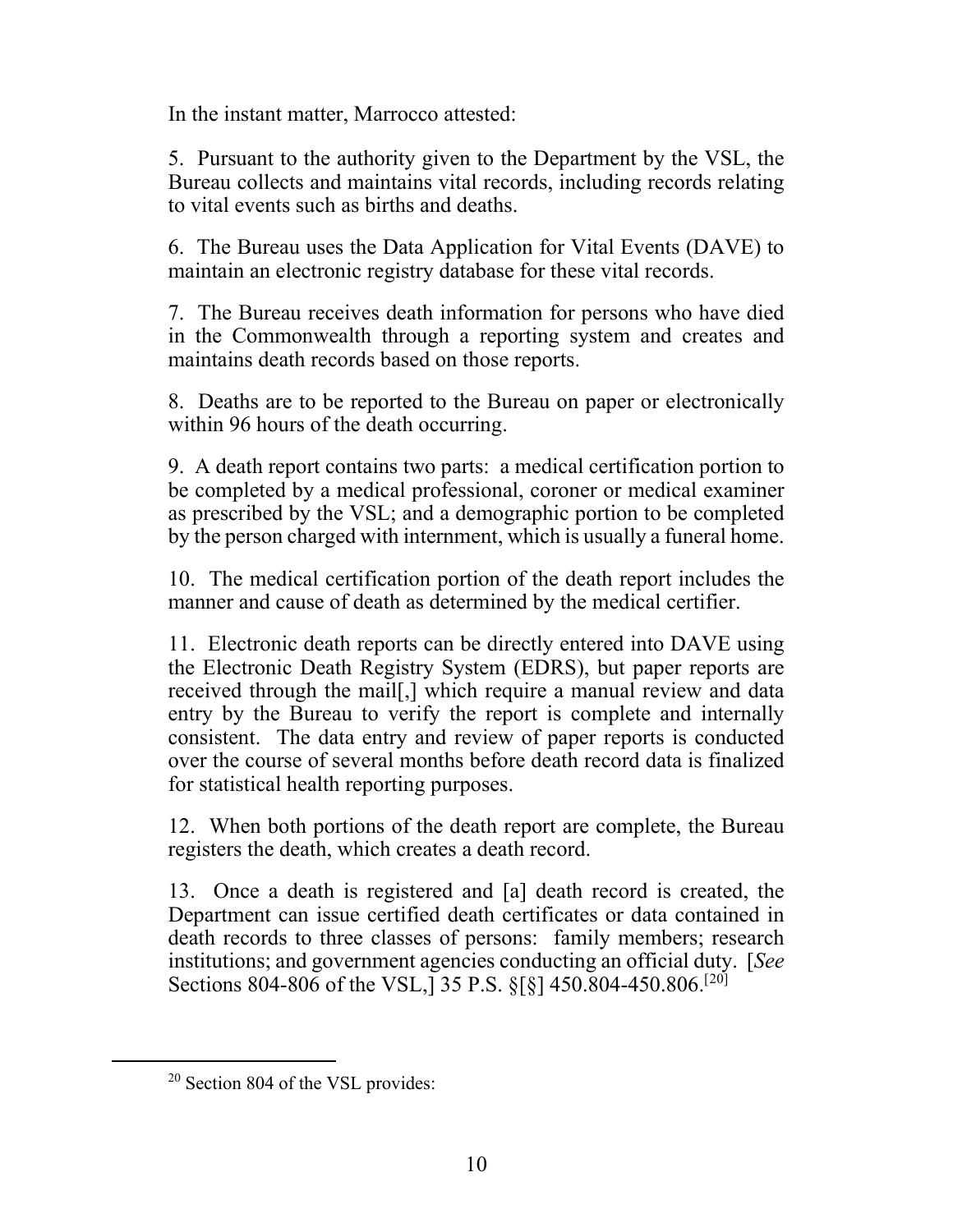In the instant matter, Marrocco attested:

> 5. Pursuant to the authority given to the Department by the VSL, the Bureau collects and maintains vital records, including records relating to vital events such as births and deaths.
>
> 6. The Bureau uses the Data Application for Vital Events (DAVE) to maintain an electronic registry database for these vital records.
>
> 7. The Bureau receives death information for persons who have died in the Commonwealth through a reporting system and creates and maintains death records based on those reports.
>
> 8. Deaths are to be reported to the Bureau on paper or electronically within 96 hours of the death occurring.
>
> 9. A death report contains two parts: a medical certification portion to be completed by a medical professional, coroner or medical examiner as prescribed by the VSL; and a demographic portion to be completed by the person charged with internment, which is usually a funeral home.
>
> 10. The medical certification portion of the death report includes the manner and cause of death as determined by the medical certifier.
>
> 11. Electronic death reports can be directly entered into DAVE using the Electronic Death Registry System (EDRS), but paper reports are received through the mail[,] which require a manual review and data entry by the Bureau to verify the report is complete and internally consistent. The data entry and review of paper reports is conducted over the course of several months before death record data is finalized for statistical health reporting purposes.
>
> 12. When both portions of the death report are complete, the Bureau registers the death, which creates a death record.
>
> 13. Once a death is registered and [a] death record is created, the Department can issue certified death certificates or data contained in death records to three classes of persons: family members; research institutions; and government agencies conducting an official duty. [*See* Sections 804-806 of the VSL,] 35 P.S. §[§] 450.804-450.806.[20]

---

[20] Section 804 of the VSL provides: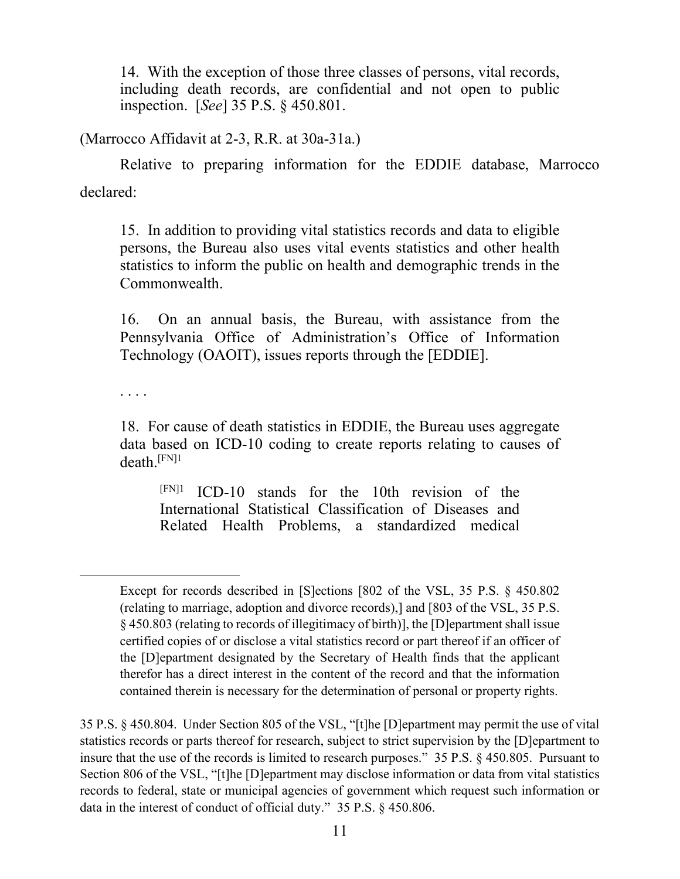> 14. With the exception of those three classes of persons, vital records, including death records, are confidential and not open to public inspection. [*See*] 35 P.S. § 450.801.

(Marrocco Affidavit at 2-3, R.R. at 30a-31a.)

Relative to preparing information for the EDDIE database, Marrocco declared:

> 15. In addition to providing vital statistics records and data to eligible persons, the Bureau also uses vital events statistics and other health statistics to inform the public on health and demographic trends in the Commonwealth.
>
> 16. On an annual basis, the Bureau, with assistance from the Pennsylvania Office of Administration's Office of Information Technology (OAOIT), issues reports through the [EDDIE].
>
> . . . .
>
> 18. For cause of death statistics in EDDIE, the Bureau uses aggregate data based on ICD-10 coding to create reports relating to causes of death.[FN]1
>
> > [FN]1 ICD-10 stands for the 10th revision of the International Statistical Classification of Diseases and Related Health Problems, a standardized medical

---

> Except for records described in [S]ections [802 of the VSL, 35 P.S. § 450.802 (relating to marriage, adoption and divorce records),] and [803 of the VSL, 35 P.S. § 450.803 (relating to records of illegitimacy of birth)], the [D]epartment shall issue certified copies of or disclose a vital statistics record or part thereof if an officer of the [D]epartment designated by the Secretary of Health finds that the applicant therefor has a direct interest in the content of the record and that the information contained therein is necessary for the determination of personal or property rights.

35 P.S. § 450.804. Under Section 805 of the VSL, "[t]he [D]epartment may permit the use of vital statistics records or parts thereof for research, subject to strict supervision by the [D]epartment to insure that the use of the records is limited to research purposes." 35 P.S. § 450.805. Pursuant to Section 806 of the VSL, "[t]he [D]epartment may disclose information or data from vital statistics records to federal, state or municipal agencies of government which request such information or data in the interest of conduct of official duty." 35 P.S. § 450.806.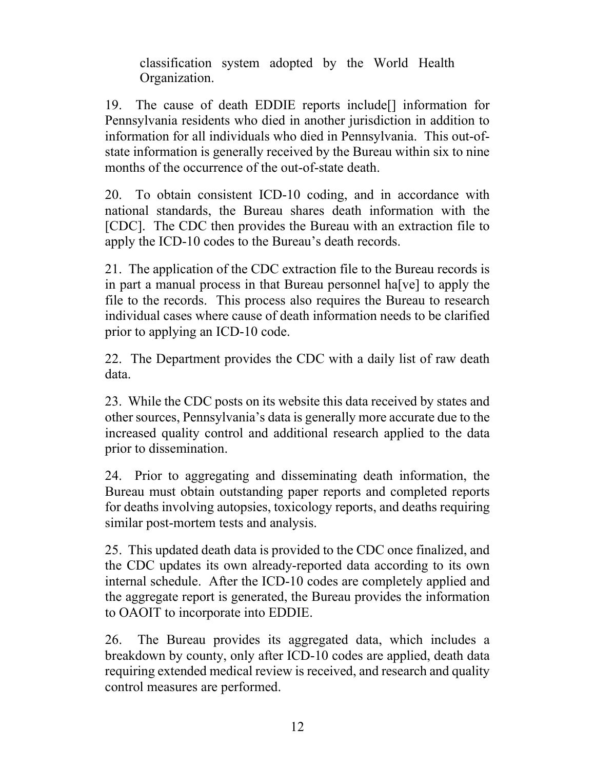classification system adopted by the World Health Organization.

19. The cause of death EDDIE reports include[] information for Pennsylvania residents who died in another jurisdiction in addition to information for all individuals who died in Pennsylvania. This out-of-state information is generally received by the Bureau within six to nine months of the occurrence of the out-of-state death.

20. To obtain consistent ICD-10 coding, and in accordance with national standards, the Bureau shares death information with the [CDC]. The CDC then provides the Bureau with an extraction file to apply the ICD-10 codes to the Bureau's death records.

21. The application of the CDC extraction file to the Bureau records is in part a manual process in that Bureau personnel ha[ve] to apply the file to the records. This process also requires the Bureau to research individual cases where cause of death information needs to be clarified prior to applying an ICD-10 code.

22. The Department provides the CDC with a daily list of raw death data.

23. While the CDC posts on its website this data received by states and other sources, Pennsylvania's data is generally more accurate due to the increased quality control and additional research applied to the data prior to dissemination.

24. Prior to aggregating and disseminating death information, the Bureau must obtain outstanding paper reports and completed reports for deaths involving autopsies, toxicology reports, and deaths requiring similar post-mortem tests and analysis.

25. This updated death data is provided to the CDC once finalized, and the CDC updates its own already-reported data according to its own internal schedule. After the ICD-10 codes are completely applied and the aggregate report is generated, the Bureau provides the information to OAOIT to incorporate into EDDIE.

26. The Bureau provides its aggregated data, which includes a breakdown by county, only after ICD-10 codes are applied, death data requiring extended medical review is received, and research and quality control measures are performed.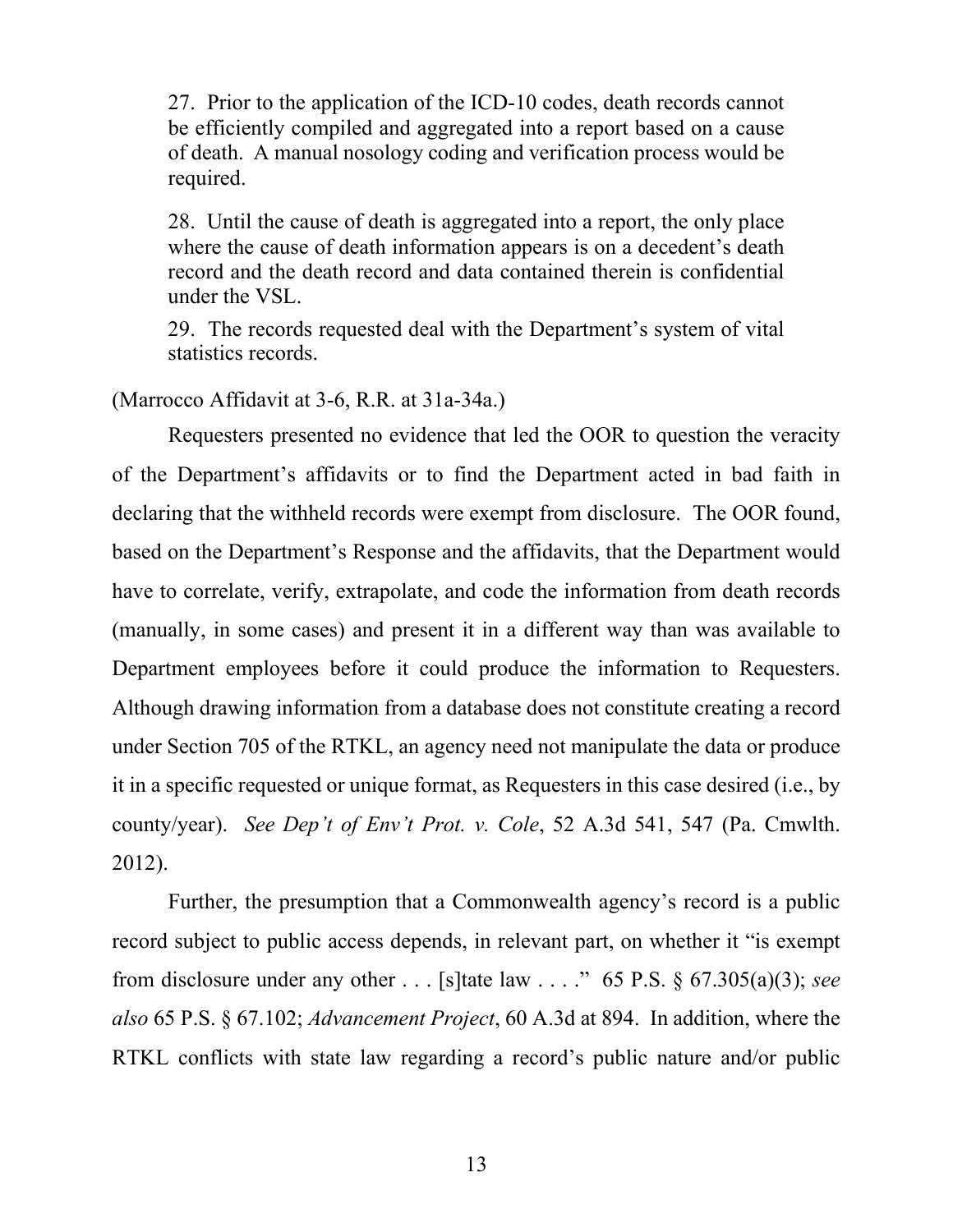> 27. Prior to the application of the ICD-10 codes, death records cannot be efficiently compiled and aggregated into a report based on a cause of death. A manual nosology coding and verification process would be required.
>
> 28. Until the cause of death is aggregated into a report, the only place where the cause of death information appears is on a decedent's death record and the death record and data contained therein is confidential under the VSL.
>
> 29. The records requested deal with the Department's system of vital statistics records.

(Marrocco Affidavit at 3-6, R.R. at 31a-34a.)

Requesters presented no evidence that led the OOR to question the veracity of the Department's affidavits or to find the Department acted in bad faith in declaring that the withheld records were exempt from disclosure. The OOR found, based on the Department's Response and the affidavits, that the Department would have to correlate, verify, extrapolate, and code the information from death records (manually, in some cases) and present it in a different way than was available to Department employees before it could produce the information to Requesters. Although drawing information from a database does not constitute creating a record under Section 705 of the RTKL, an agency need not manipulate the data or produce it in a specific requested or unique format, as Requesters in this case desired (i.e., by county/year). *See Dep't of Env't Prot. v. Cole*, 52 A.3d 541, 547 (Pa. Cmwlth. 2012).

Further, the presumption that a Commonwealth agency's record is a public record subject to public access depends, in relevant part, on whether it "is exempt from disclosure under any other . . . [s]tate law . . . ." 65 P.S. § 67.305(a)(3); *see also* 65 P.S. § 67.102; *Advancement Project*, 60 A.3d at 894. In addition, where the RTKL conflicts with state law regarding a record's public nature and/or public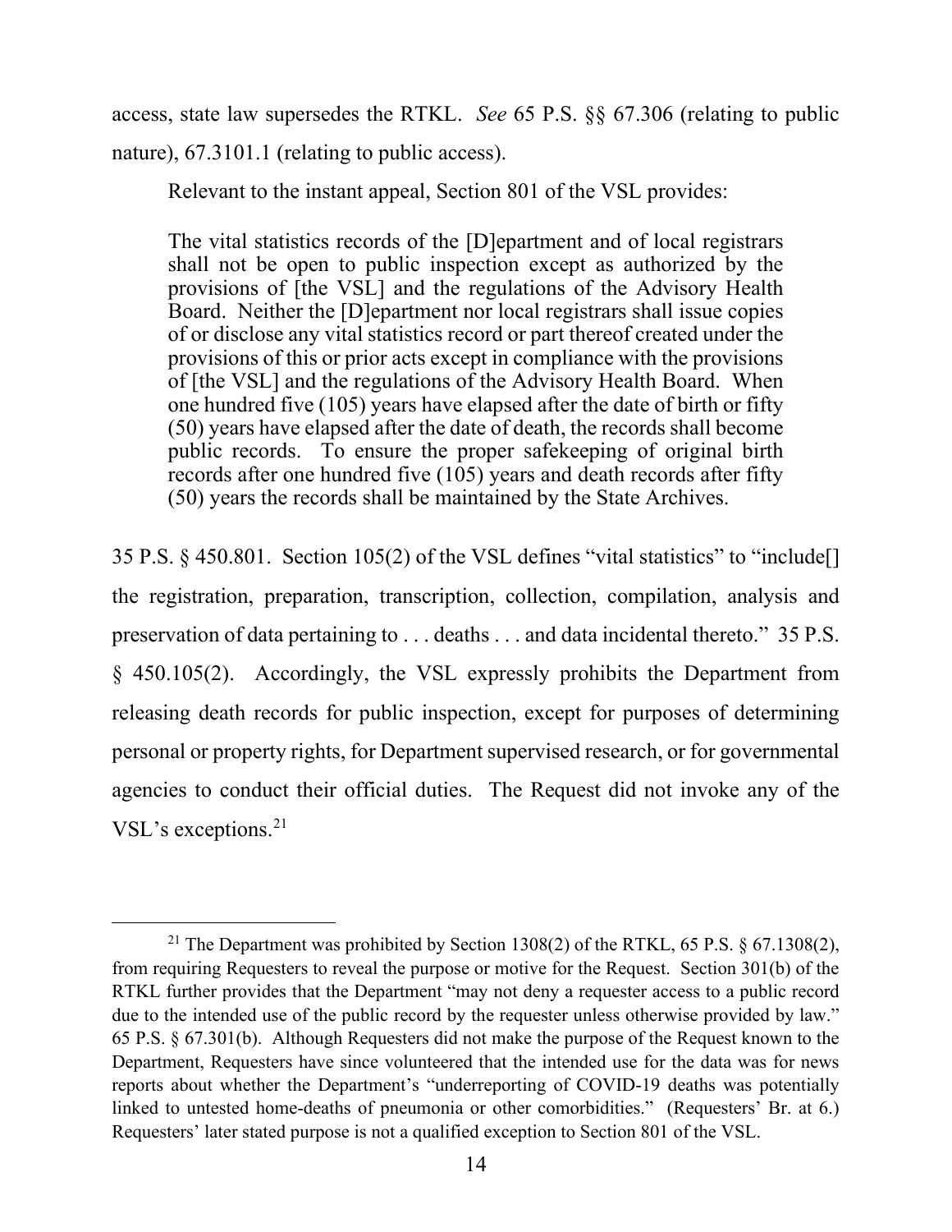access, state law supersedes the RTKL. *See* 65 P.S. §§ 67.306 (relating to public nature), 67.3101.1 (relating to public access).

Relevant to the instant appeal, Section 801 of the VSL provides:

> The vital statistics records of the [D]epartment and of local registrars shall not be open to public inspection except as authorized by the provisions of [the VSL] and the regulations of the Advisory Health Board. Neither the [D]epartment nor local registrars shall issue copies of or disclose any vital statistics record or part thereof created under the provisions of this or prior acts except in compliance with the provisions of [the VSL] and the regulations of the Advisory Health Board. When one hundred five (105) years have elapsed after the date of birth or fifty (50) years have elapsed after the date of death, the records shall become public records. To ensure the proper safekeeping of original birth records after one hundred five (105) years and death records after fifty (50) years the records shall be maintained by the State Archives.

35 P.S. § 450.801. Section 105(2) of the VSL defines "vital statistics" to "include[] the registration, preparation, transcription, collection, compilation, analysis and preservation of data pertaining to . . . deaths . . . and data incidental thereto." 35 P.S. § 450.105(2). Accordingly, the VSL expressly prohibits the Department from releasing death records for public inspection, except for purposes of determining personal or property rights, for Department supervised research, or for governmental agencies to conduct their official duties. The Request did not invoke any of the VSL's exceptions.[21]

---

[21] The Department was prohibited by Section 1308(2) of the RTKL, 65 P.S. § 67.1308(2), from requiring Requesters to reveal the purpose or motive for the Request. Section 301(b) of the RTKL further provides that the Department "may not deny a requester access to a public record due to the intended use of the public record by the requester unless otherwise provided by law." 65 P.S. § 67.301(b). Although Requesters did not make the purpose of the Request known to the Department, Requesters have since volunteered that the intended use for the data was for news reports about whether the Department's "underreporting of COVID-19 deaths was potentially linked to untested home-deaths of pneumonia or other comorbidities." (Requesters' Br. at 6.) Requesters' later stated purpose is not a qualified exception to Section 801 of the VSL.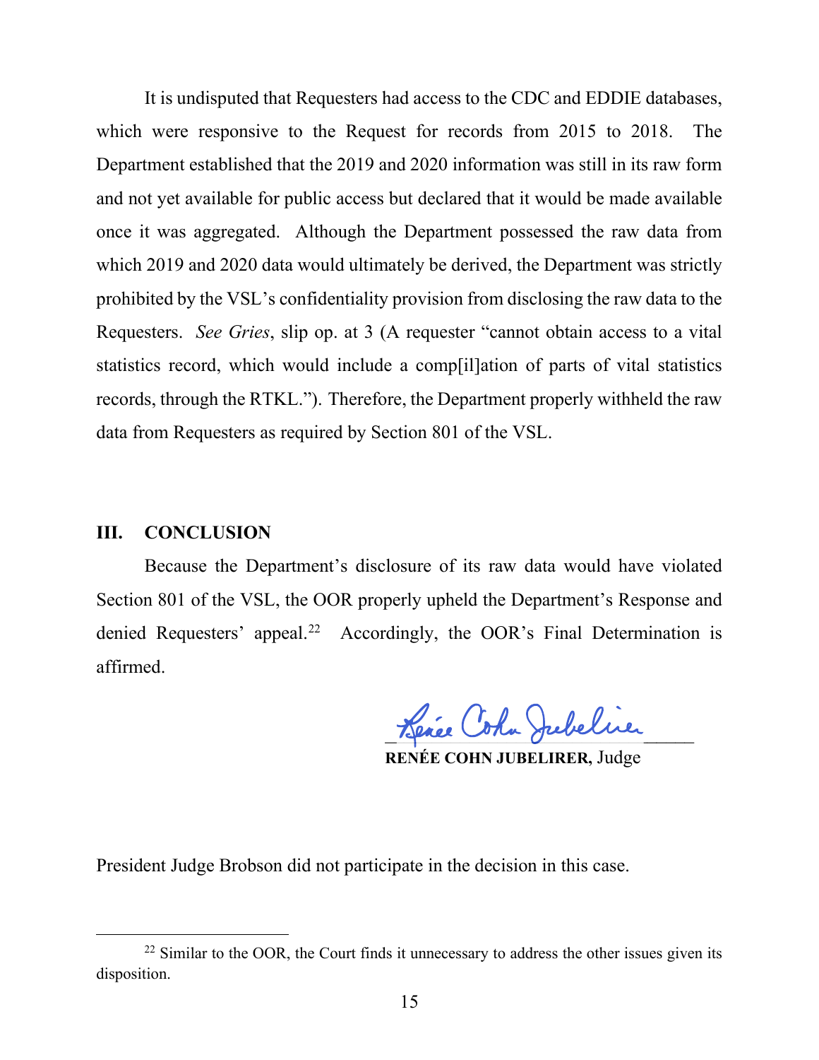It is undisputed that Requesters had access to the CDC and EDDIE databases, which were responsive to the Request for records from 2015 to 2018. The Department established that the 2019 and 2020 information was still in its raw form and not yet available for public access but declared that it would be made available once it was aggregated. Although the Department possessed the raw data from which 2019 and 2020 data would ultimately be derived, the Department was strictly prohibited by the VSL's confidentiality provision from disclosing the raw data to the Requesters. *See Gries*, slip op. at 3 (A requester "cannot obtain access to a vital statistics record, which would include a comp[il]ation of parts of vital statistics records, through the RTKL."). Therefore, the Department properly withheld the raw data from Requesters as required by Section 801 of the VSL.

## III. CONCLUSION

Because the Department's disclosure of its raw data would have violated Section 801 of the VSL, the OOR properly upheld the Department's Response and denied Requesters' appeal.[22] Accordingly, the OOR's Final Determination is affirmed.

Renée Cohn Jubelirer

**RENÉE COHN JUBELIRER,** Judge

President Judge Brobson did not participate in the decision in this case.

---

[22] Similar to the OOR, the Court finds it unnecessary to address the other issues given its disposition.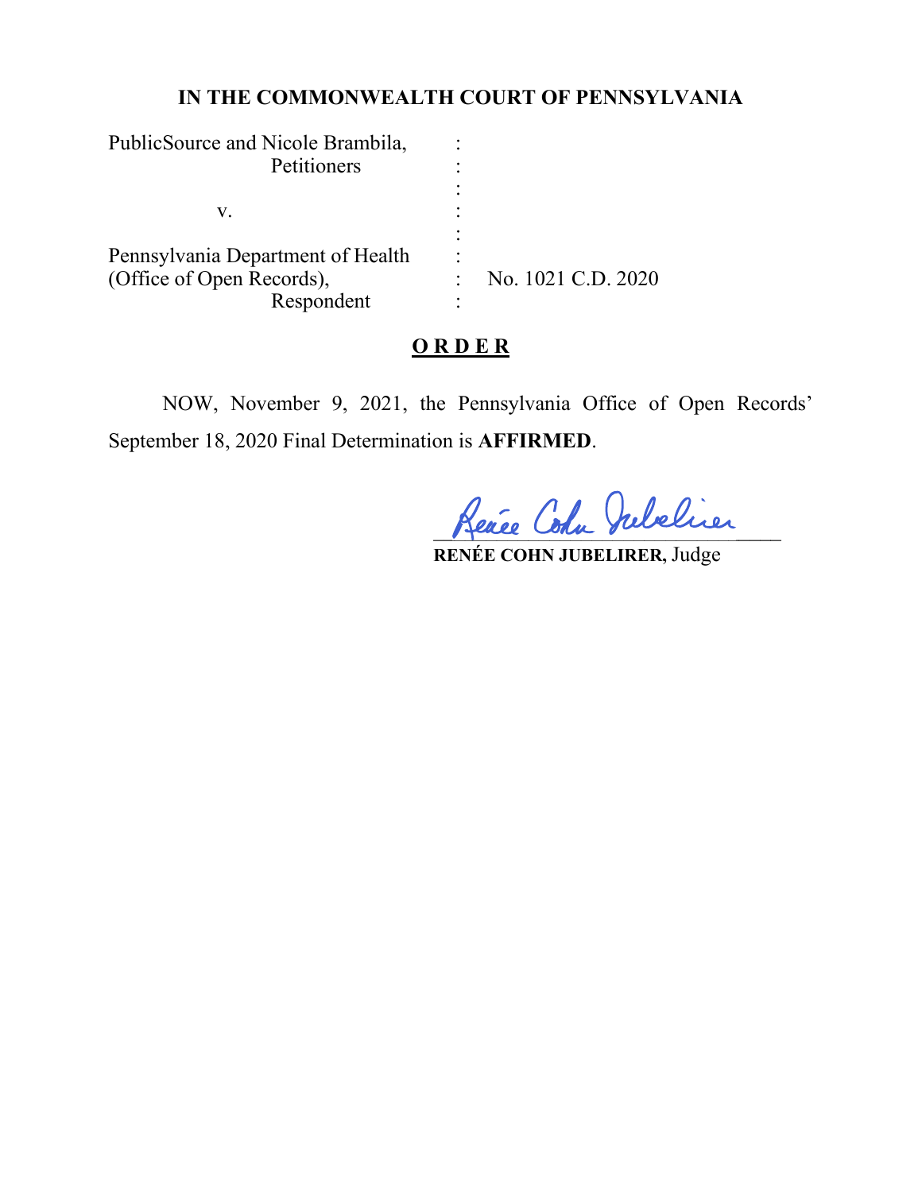**IN THE COMMONWEALTH COURT OF PENNSYLVANIA**

| | | |
|---|---|---|
| PublicSource and Nicole Brambila, Petitioners | : | |
| v. | : | |
| Pennsylvania Department of Health (Office of Open Records), Respondent | : | No. 1021 C.D. 2020 |

**O R D E R**

NOW, November 9, 2021, the Pennsylvania Office of Open Records' September 18, 2020 Final Determination is **AFFIRMED**.

**RENÉE COHN JUBELIRER,** Judge